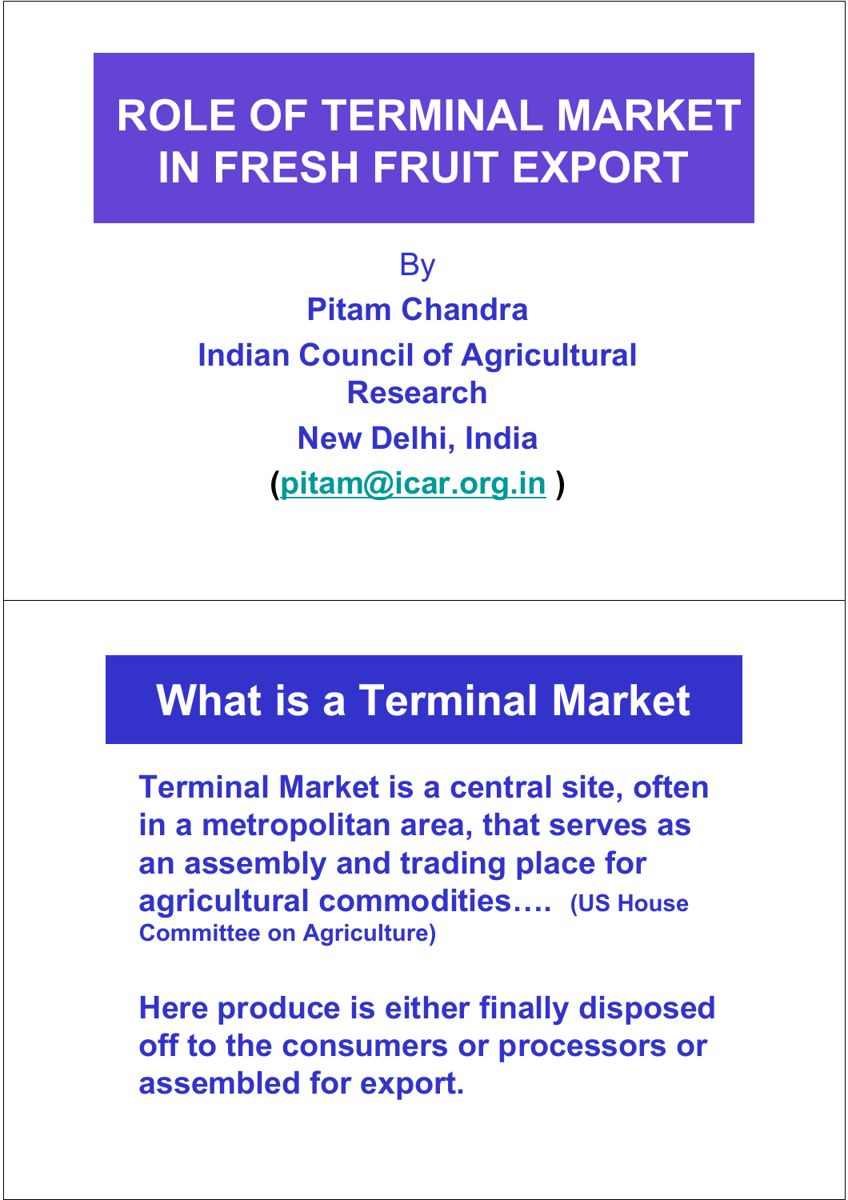# ROLE OF TERMINAL MARKET IN FRESH FRUIT EXPORT

By

**Pitam Chandra**

**Indian Council of Agricultural Research**

**New Delhi, India**

**(pitam@icar.org.in )**

## What is a Terminal Market

**Terminal Market is a central site, often in a metropolitan area, that serves as an assembly and trading place for agricultural commodities…. (US House Committee on Agriculture)**

**Here produce is either finally disposed off to the consumers or processors or assembled for export.**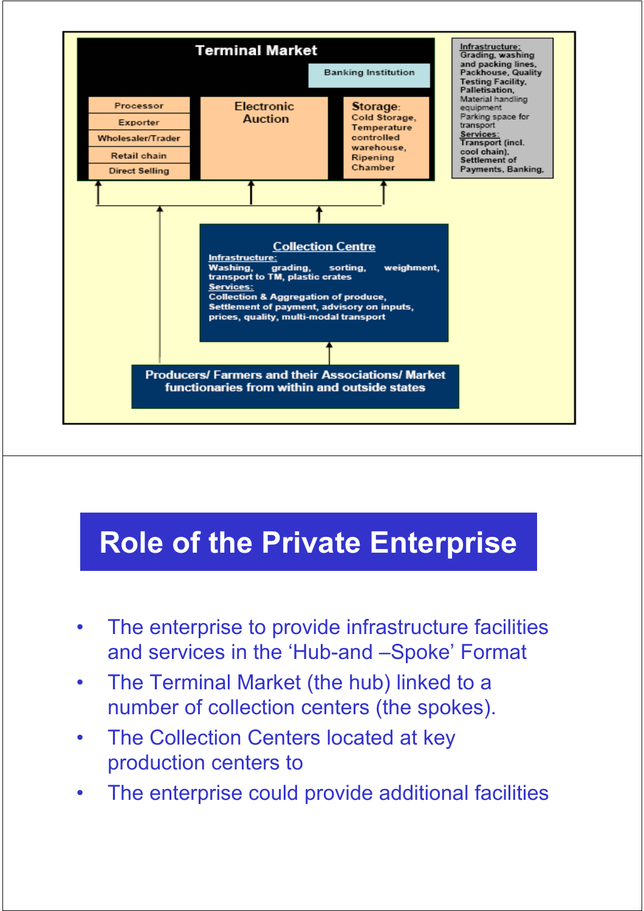**Terminal Market**

- Banking Institution
- Processor
- Exporter
- Wholesaler/Trader
- Retail chain
- Direct Selling
- Electronic Auction
- Storage: Cold Storage, Temperature controlled warehouse, Ripening Chamber

Infrastructure: Grading, washing and packing lines, Packhouse, Quality Testing Facility, Palletisation, Material handling equipment, Parking space for transport

Services: Transport (incl. cool chain), Settlement of Payments, Banking.

**Collection Centre**

Infrastructure: Washing, grading, sorting, weighment, transport to TM, plastic crates

Services: Collection & Aggregation of produce, Settlement of payment, advisory on inputs, prices, quality, multi-modal transport

Producers/ Farmers and their Associations/ Market functionaries from within and outside states

## Role of the Private Enterprise

- The enterprise to provide infrastructure facilities and services in the 'Hub-and –Spoke' Format
- The Terminal Market (the hub) linked to a number of collection centers (the spokes).
- The Collection Centers located at key production centers to
- The enterprise could provide additional facilities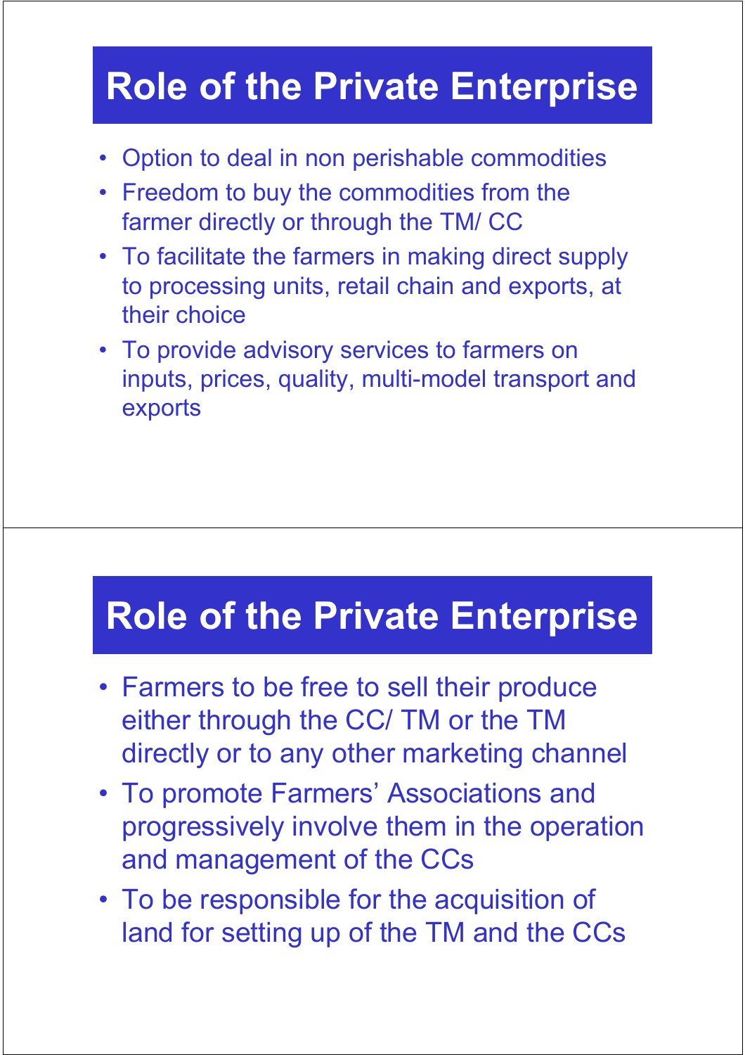# Role of the Private Enterprise

- Option to deal in non perishable commodities
- Freedom to buy the commodities from the farmer directly or through the TM/ CC
- To facilitate the farmers in making direct supply to processing units, retail chain and exports, at their choice
- To provide advisory services to farmers on inputs, prices, quality, multi-model transport and exports

# Role of the Private Enterprise

- Farmers to be free to sell their produce either through the CC/ TM or the TM directly or to any other marketing channel
- To promote Farmers' Associations and progressively involve them in the operation and management of the CCs
- To be responsible for the acquisition of land for setting up of the TM and the CCs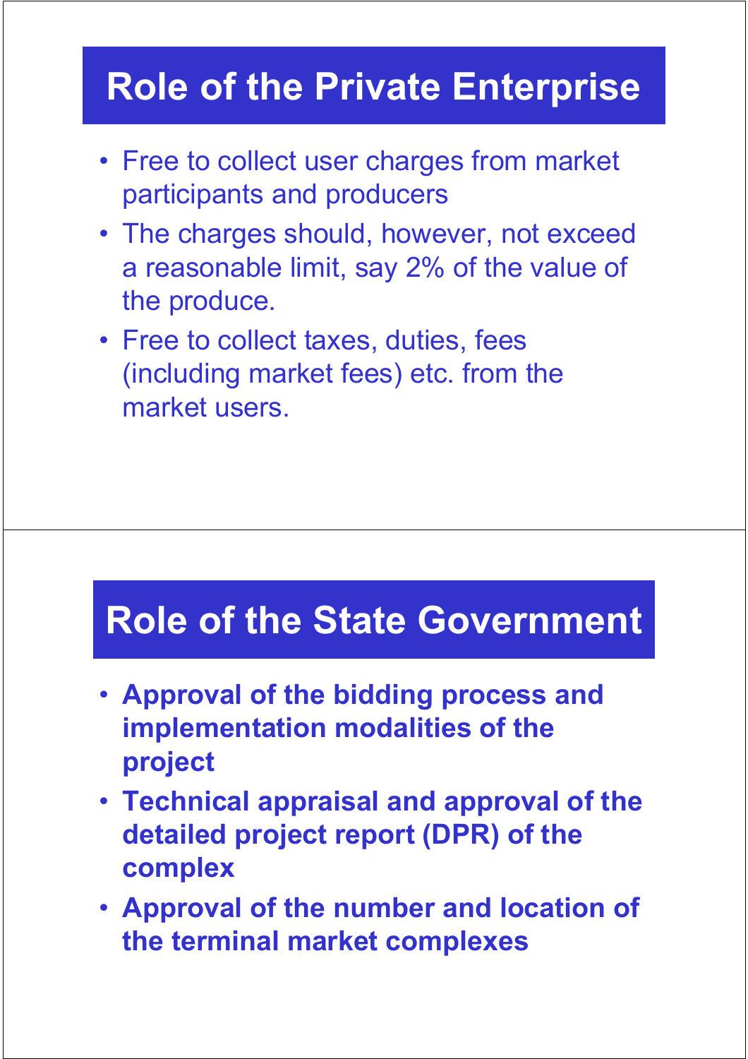## Role of the Private Enterprise

- Free to collect user charges from market participants and producers
- The charges should, however, not exceed a reasonable limit, say 2% of the value of the produce.
- Free to collect taxes, duties, fees (including market fees) etc. from the market users.

## Role of the State Government

- **Approval of the bidding process and implementation modalities of the project**
- **Technical appraisal and approval of the detailed project report (DPR) of the complex**
- **Approval of the number and location of the terminal market complexes**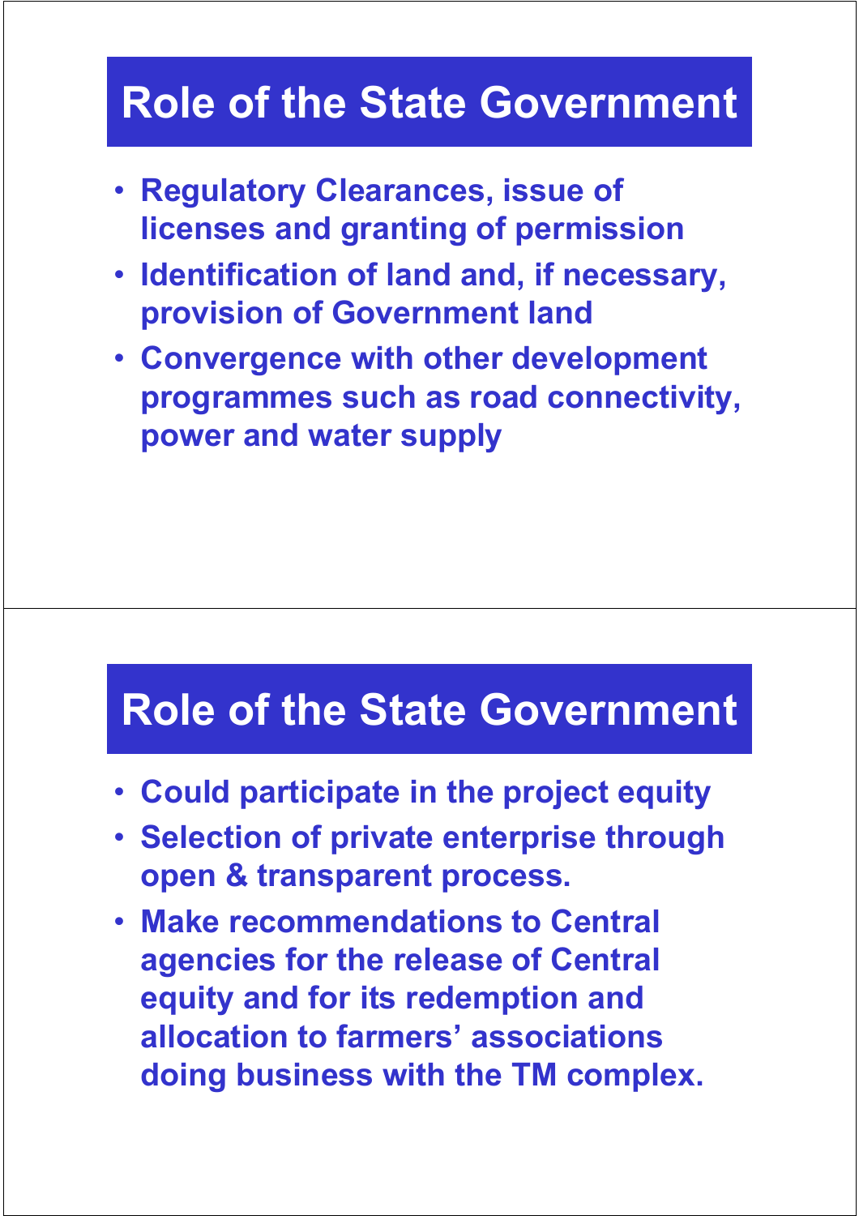## Role of the State Government

- Regulatory Clearances, issue of licenses and granting of permission
- Identification of land and, if necessary, provision of Government land
- Convergence with other development programmes such as road connectivity, power and water supply

## Role of the State Government

- Could participate in the project equity
- Selection of private enterprise through open & transparent process.
- Make recommendations to Central agencies for the release of Central equity and for its redemption and allocation to farmers' associations doing business with the TM complex.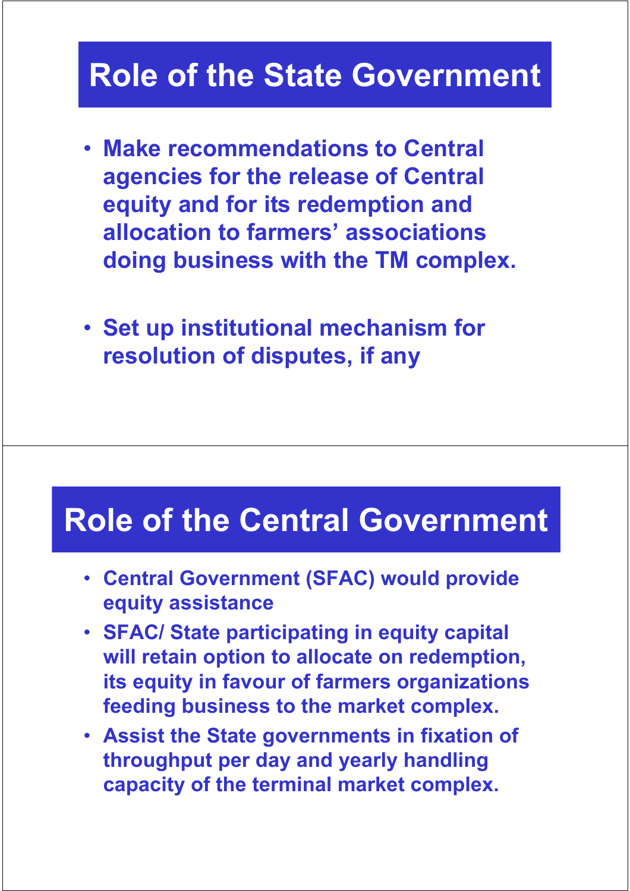# Role of the State Government

- **Make recommendations to Central agencies for the release of Central equity and for its redemption and allocation to farmers' associations doing business with the TM complex.**

- **Set up institutional mechanism for resolution of disputes, if any**

# Role of the Central Government

- **Central Government (SFAC) would provide equity assistance**
- **SFAC/ State participating in equity capital will retain option to allocate on redemption, its equity in favour of farmers organizations feeding business to the market complex.**
- **Assist the State governments in fixation of throughput per day and yearly handling capacity of the terminal market complex.**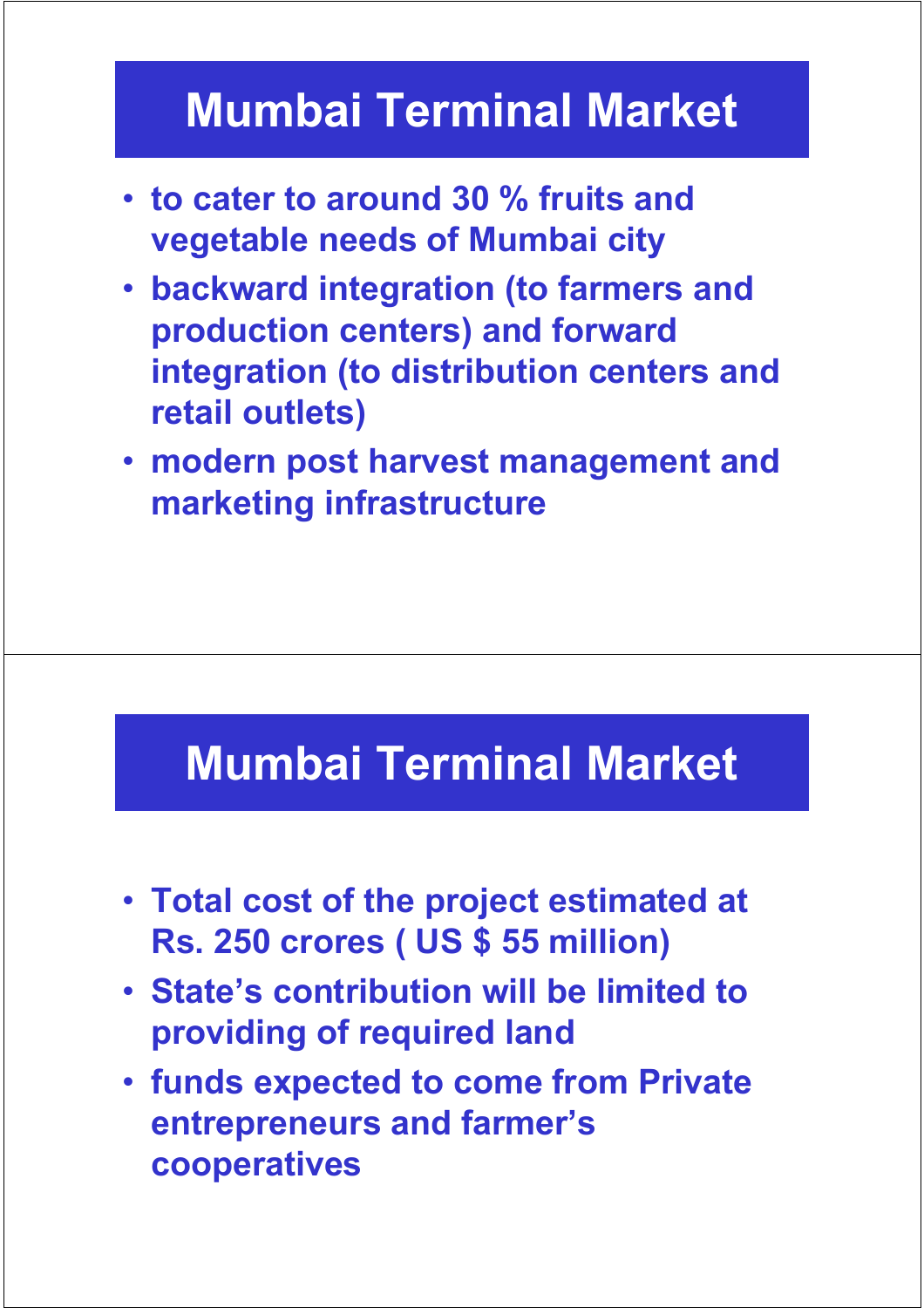# Mumbai Terminal Market

- to cater to around 30 % fruits and vegetable needs of Mumbai city
- backward integration (to farmers and production centers) and forward integration (to distribution centers and retail outlets)
- modern post harvest management and marketing infrastructure

# Mumbai Terminal Market

- Total cost of the project estimated at Rs. 250 crores ( US $ 55 million)
- State's contribution will be limited to providing of required land
- funds expected to come from Private entrepreneurs and farmer's cooperatives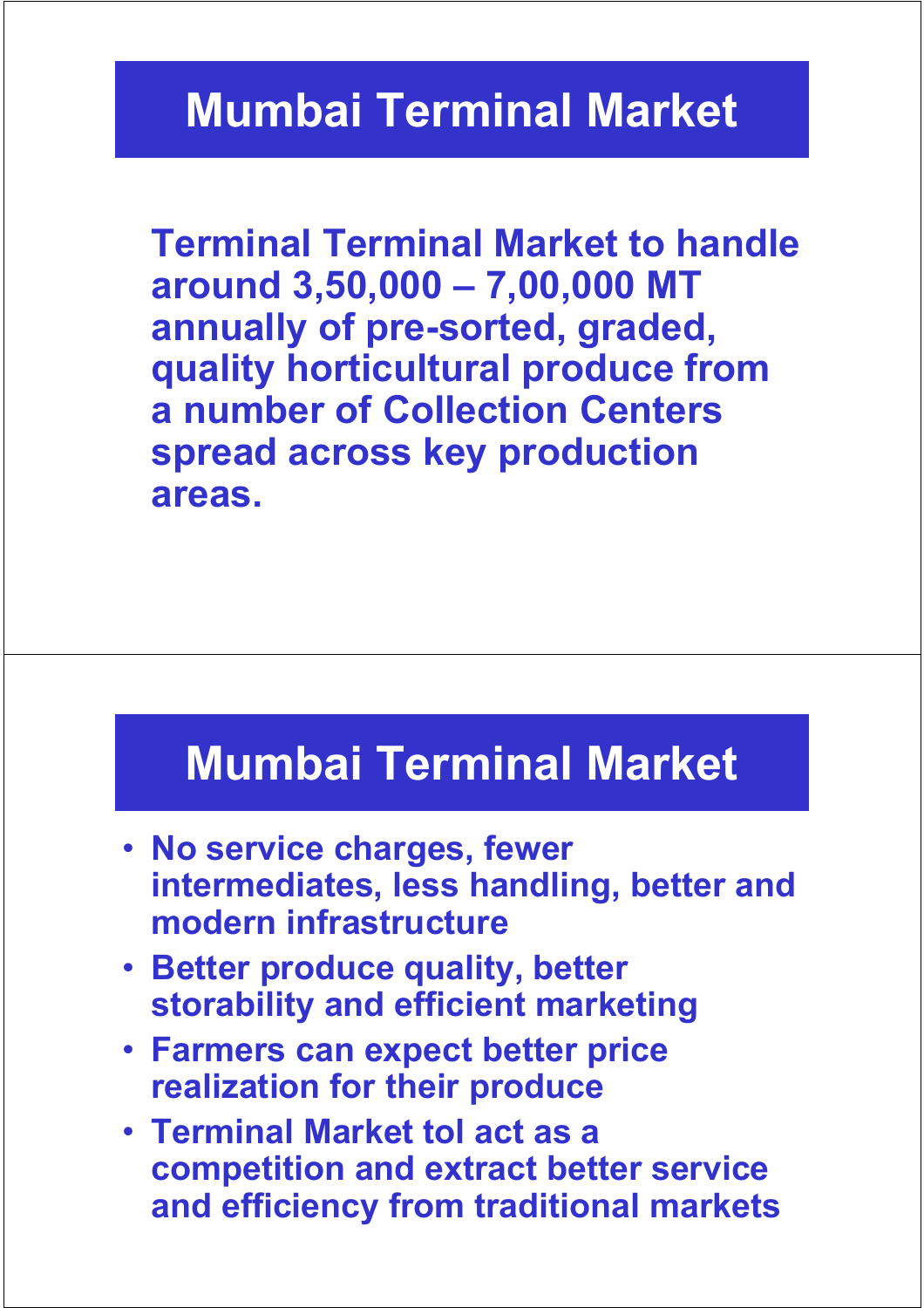# Mumbai Terminal Market

Terminal Terminal Market to handle around 3,50,000 – 7,00,000 MT annually of pre-sorted, graded, quality horticultural produce from a number of Collection Centers spread across key production areas.

# Mumbai Terminal Market

- No service charges, fewer intermediates, less handling, better and modern infrastructure
- Better produce quality, better storability and efficient marketing
- Farmers can expect better price realization for their produce
- Terminal Market tol act as a competition and extract better service and efficiency from traditional markets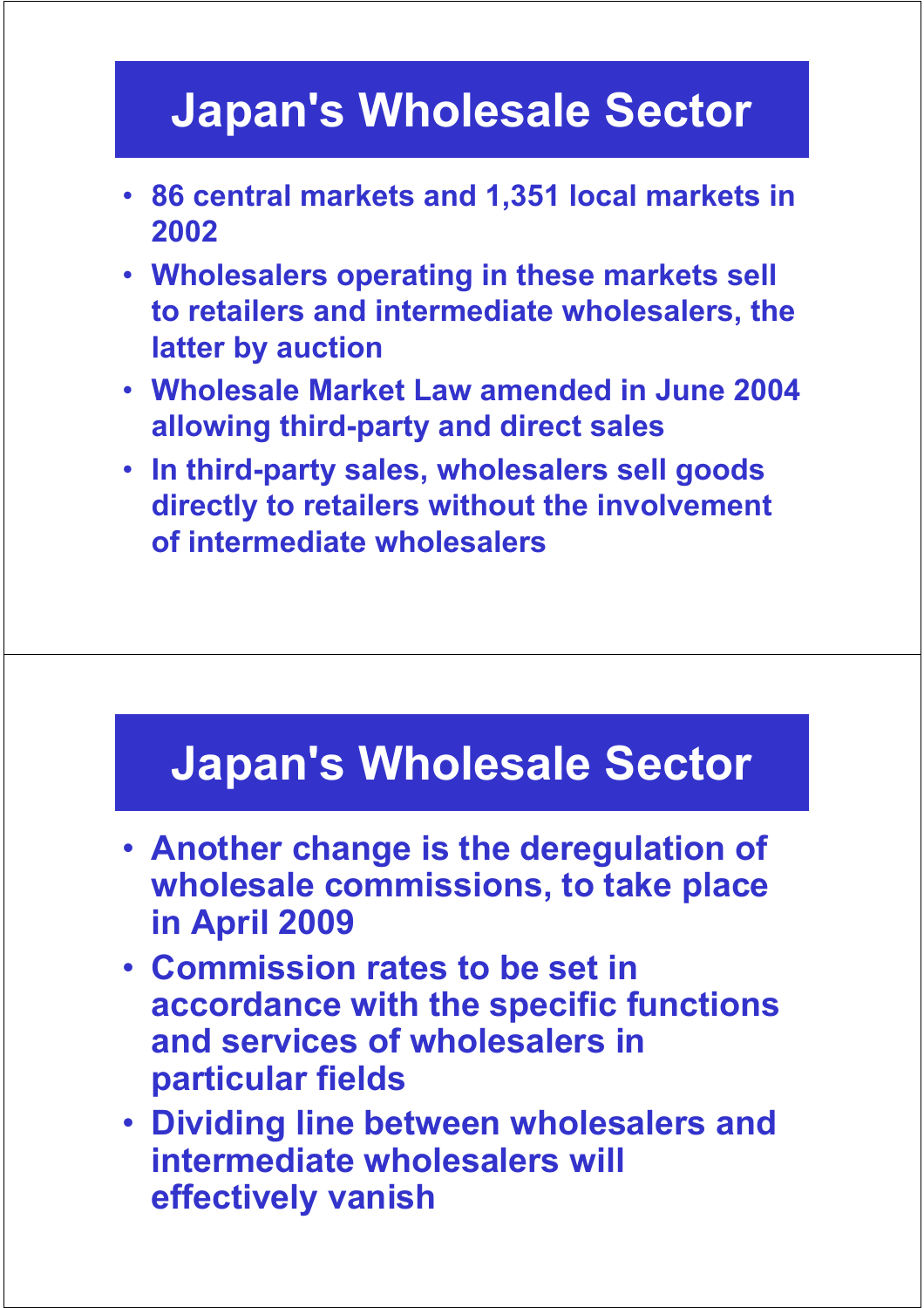# Japan's Wholesale Sector

- 86 central markets and 1,351 local markets in 2002
- Wholesalers operating in these markets sell to retailers and intermediate wholesalers, the latter by auction
- Wholesale Market Law amended in June 2004 allowing third-party and direct sales
- In third-party sales, wholesalers sell goods directly to retailers without the involvement of intermediate wholesalers

# Japan's Wholesale Sector

- Another change is the deregulation of wholesale commissions, to take place in April 2009
- Commission rates to be set in accordance with the specific functions and services of wholesalers in particular fields
- Dividing line between wholesalers and intermediate wholesalers will effectively vanish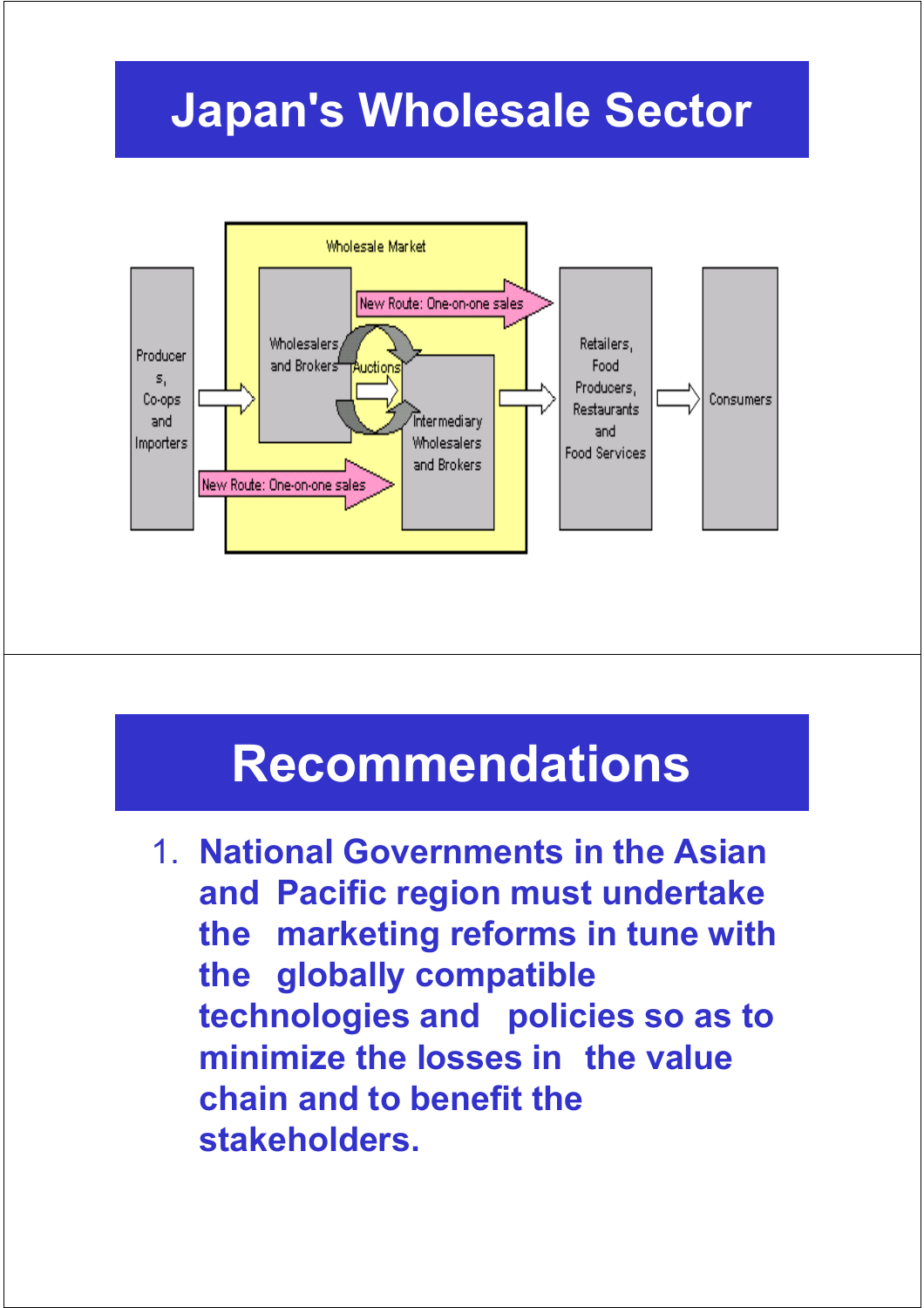# Japan's Wholesale Sector

Wholesale Market

Producers, Co-ops and Importers

Wholesalers and Brokers

Auctions

Intermediary Wholesalers and Brokers

New Route: One-on-one sales

New Route: One-on-one sales

Retailers, Food Producers, Restaurants and Food Services

Consumers

# Recommendations

1. **National Governments in the Asian and Pacific region must undertake the marketing reforms in tune with the globally compatible technologies and policies so as to minimize the losses in the value chain and to benefit the stakeholders.**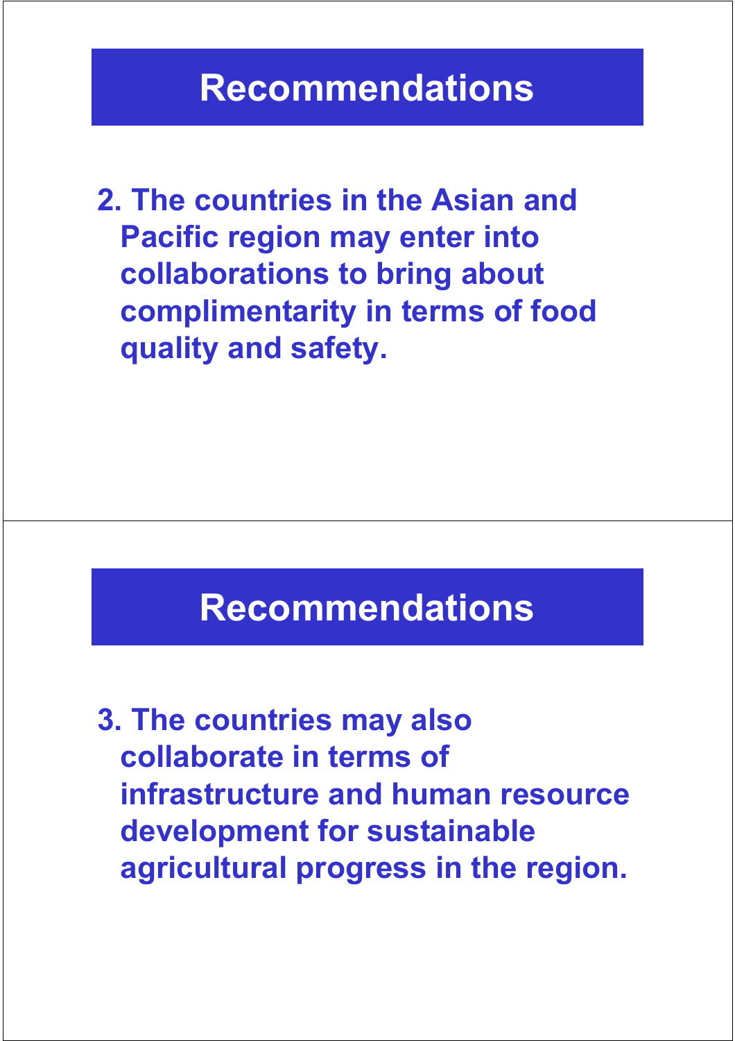## Recommendations

2. The countries in the Asian and Pacific region may enter into collaborations to bring about complimentarity in terms of food quality and safety.

## Recommendations

3. The countries may also collaborate in terms of infrastructure and human resource development for sustainable agricultural progress in the region.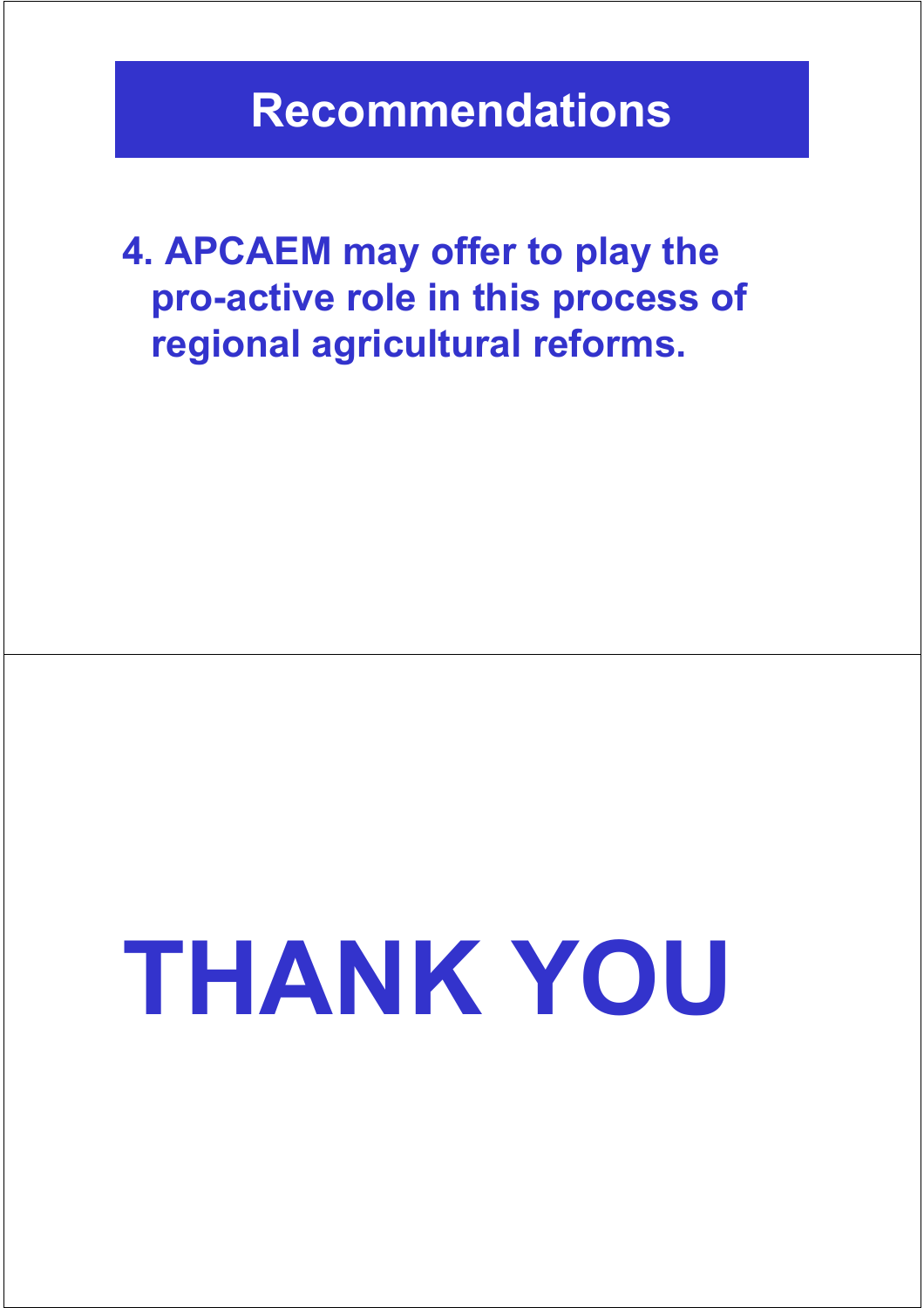## Recommendations

4. APCAEM may offer to play the pro-active role in this process of regional agricultural reforms.

# THANK YOU